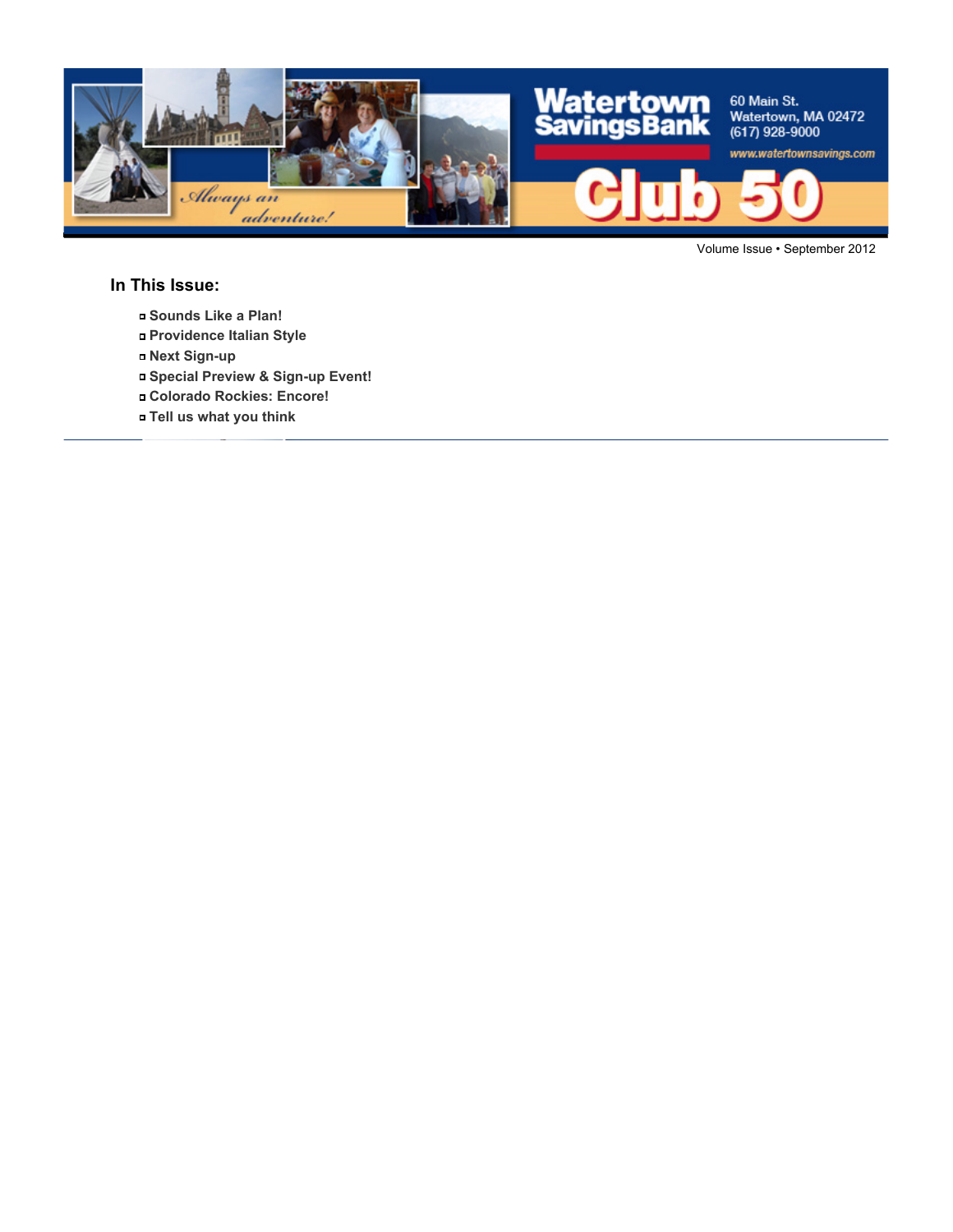Watertown Savings Bank

60 Main St.
Watertown, MA 02472
(617) 928-9000
www.watertownsavings.com

Always an adventure!

# Club 50

Volume Issue • September 2012

## In This Issue:

- Sounds Like a Plan!
- Providence Italian Style
- Next Sign-up
- Special Preview & Sign-up Event!
- Colorado Rockies: Encore!
- Tell us what you think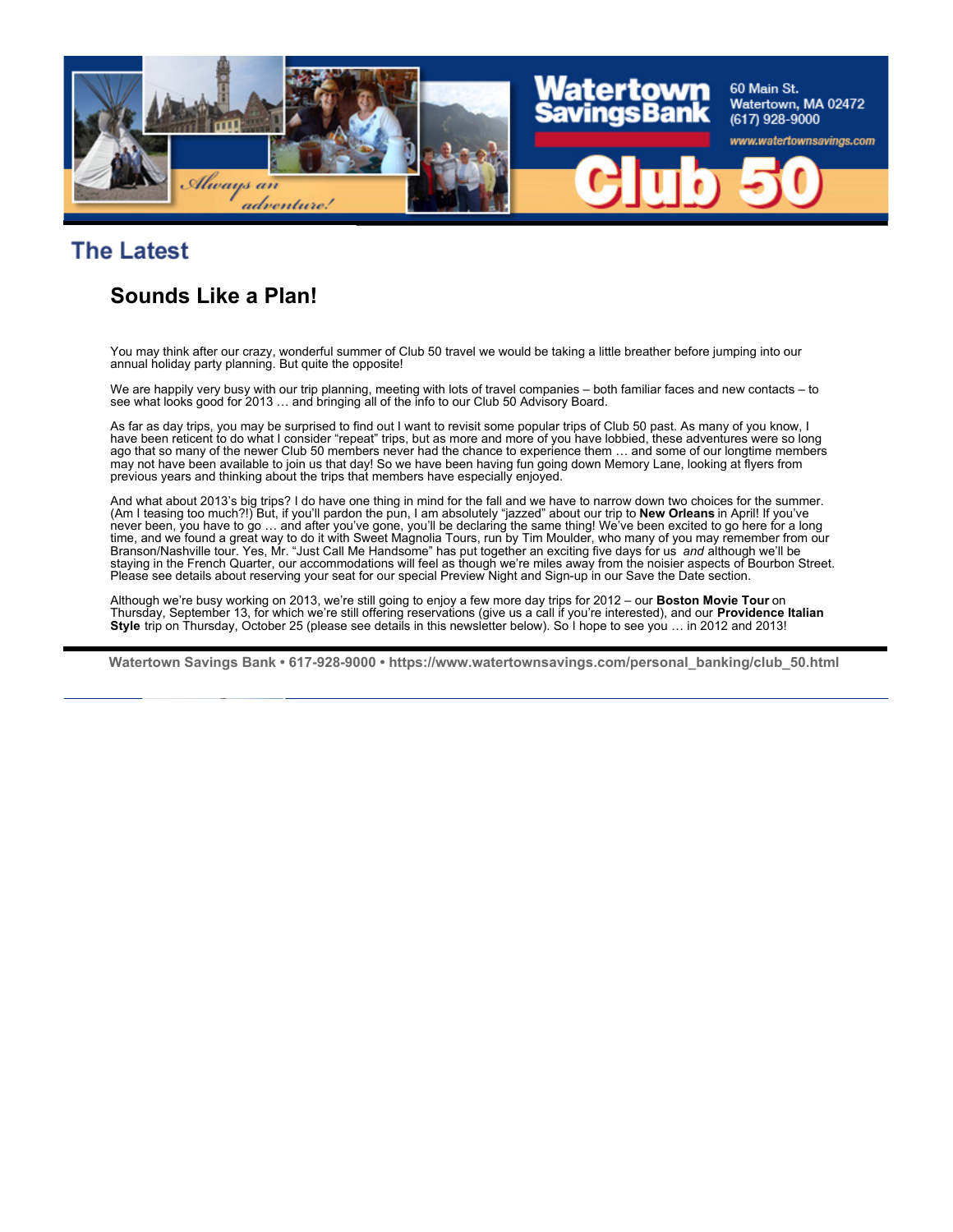## The Latest

### Sounds Like a Plan!

You may think after our crazy, wonderful summer of Club 50 travel we would be taking a little breather before jumping into our annual holiday party planning. But quite the opposite!

We are happily very busy with our trip planning, meeting with lots of travel companies – both familiar faces and new contacts – to see what looks good for 2013 … and bringing all of the info to our Club 50 Advisory Board.

As far as day trips, you may be surprised to find out I want to revisit some popular trips of Club 50 past. As many of you know, I have been reticent to do what I consider "repeat" trips, but as more and more of you have lobbied, these adventures were so long ago that so many of the newer Club 50 members never had the chance to experience them … and some of our longtime members may not have been available to join us that day! So we have been having fun going down Memory Lane, looking at flyers from previous years and thinking about the trips that members have especially enjoyed.

And what about 2013's big trips? I do have one thing in mind for the fall and we have to narrow down two choices for the summer. (Am I teasing too much?!) But, if you'll pardon the pun, I am absolutely "jazzed" about our trip to **New Orleans** in April! If you've never been, you have to go … and after you've gone, you'll be declaring the same thing! We've been excited to go here for a long time, and we found a great way to do it with Sweet Magnolia Tours, run by Tim Moulder, who many of you may remember from our Branson/Nashville tour. Yes, Mr. "Just Call Me Handsome" has put together an exciting five days for us *and* although we'll be staying in the French Quarter, our accommodations will feel as though we're miles away from the noisier aspects of Bourbon Street. Please see details about reserving your seat for our special Preview Night and Sign-up in our Save the Date section.

Although we're busy working on 2013, we're still going to enjoy a few more day trips for 2012 – our **Boston Movie Tour** on Thursday, September 13, for which we're still offering reservations (give us a call if you're interested), and our **Providence Italian Style** trip on Thursday, October 25 (please see details in this newsletter below). So I hope to see you … in 2012 and 2013!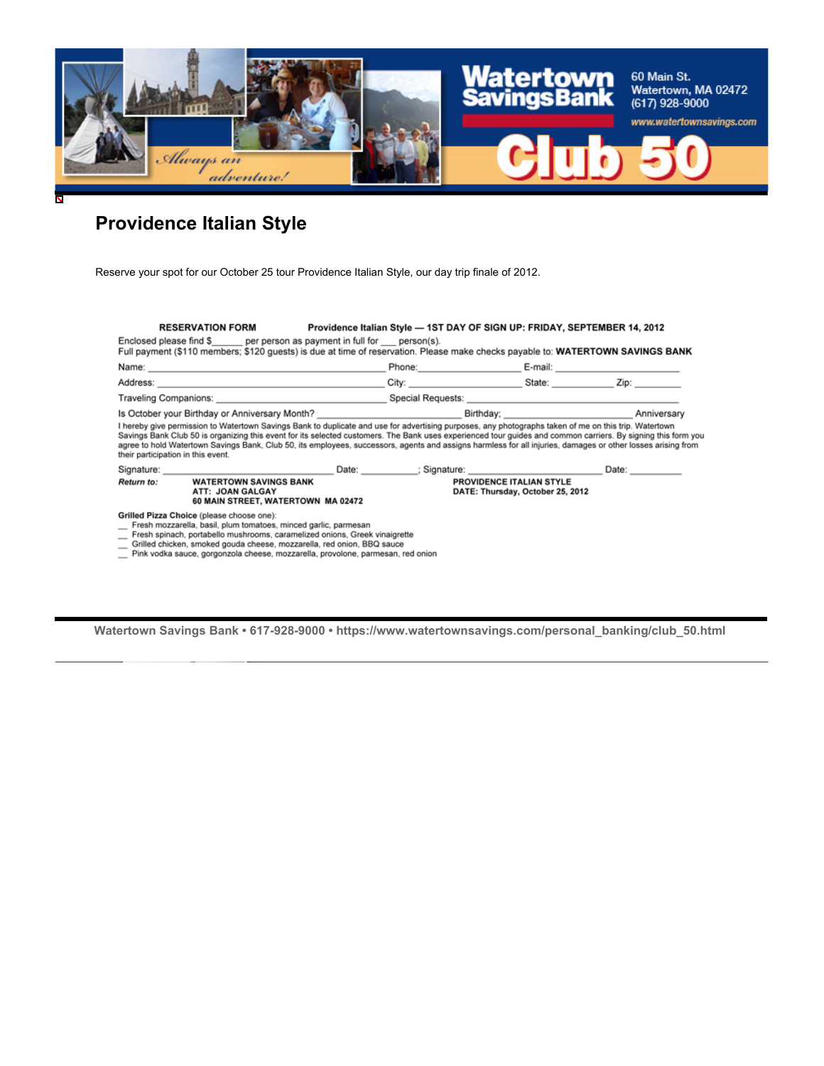# Providence Italian Style

Reserve your spot for our October 25 tour Providence Italian Style, our day trip finale of 2012.

**RESERVATION FORM** **Providence Italian Style — 1ST DAY OF SIGN UP: FRIDAY, SEPTEMBER 14, 2012**

Enclosed please find $______ per person as payment in full for ___ person(s).
Full payment ($110 members; $120 guests) is due at time of reservation. Please make checks payable to: **WATERTOWN SAVINGS BANK**

Name: ______________________________ Phone: ________________ E-mail: ____________________

Address: ______________________________ City: ________________ State: __________ Zip: ________

Traveling Companions: ______________________________ Special Requests: ______________________________

Is October your Birthday or Anniversary Month? ______________________ Birthday; ______________________ Anniversary

I hereby give permission to Watertown Savings Bank to duplicate and use for advertising purposes, any photographs taken of me on this trip. Watertown Savings Bank Club 50 is organizing this event for its selected customers. The Bank uses experienced tour guides and common carriers. By signing this form you agree to hold Watertown Savings Bank, Club 50, its employees, successors, agents and assigns harmless for all injuries, damages or other losses arising from their participation in this event.

Signature: ______________________ Date: __________; Signature: ______________________ Date: __________

***Return to:***

**WATERTOWN SAVINGS BANK**
**ATT: JOAN GALGAY**
**60 MAIN STREET, WATERTOWN MA 02472**

**PROVIDENCE ITALIAN STYLE**
**DATE: Thursday, October 25, 2012**

**Grilled Pizza Choice** (please choose one):

__ Fresh mozzarella, basil, plum tomatoes, minced garlic, parmesan
__ Fresh spinach, portabello mushrooms, caramelized onions, Greek vinaigrette
__ Grilled chicken, smoked gouda cheese, mozzarella, red onion, BBQ sauce
__ Pink vodka sauce, gorgonzola cheese, mozzarella, provolone, parmesan, red onion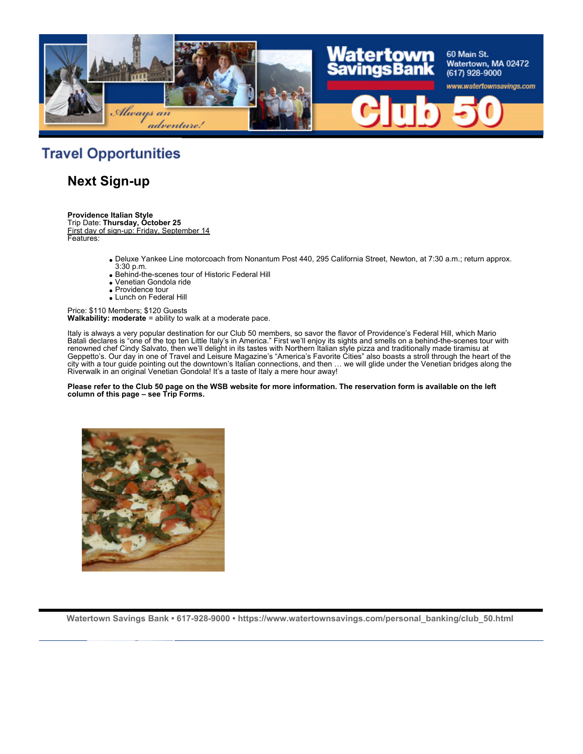## Travel Opportunities

### Next Sign-up

**Providence Italian Style**
Trip Date: **Thursday, October 25**
First day of sign-up: Friday, September 14
Features:

- Deluxe Yankee Line motorcoach from Nonantum Post 440, 295 California Street, Newton, at 7:30 a.m.; return approx. 3:30 p.m.
- Behind-the-scenes tour of Historic Federal Hill
- Venetian Gondola ride
- Providence tour
- Lunch on Federal Hill

Price: $110 Members; $120 Guests
**Walkability: moderate** = ability to walk at a moderate pace.

Italy is always a very popular destination for our Club 50 members, so savor the flavor of Providence's Federal Hill, which Mario Batali declares is "one of the top ten Little Italy's in America." First we'll enjoy its sights and smells on a behind-the-scenes tour with renowned chef Cindy Salvato, then we'll delight in its tastes with Northern Italian style pizza and traditionally made tiramisu at Geppetto's. Our day in one of Travel and Leisure Magazine's "America's Favorite Cities" also boasts a stroll through the heart of the city with a tour guide pointing out the downtown's Italian connections, and then … we will glide under the Venetian bridges along the Riverwalk in an original Venetian Gondola! It's a taste of Italy a mere hour away!

**Please refer to the Club 50 page on the WSB website for more information. The reservation form is available on the left column of this page – see Trip Forms.**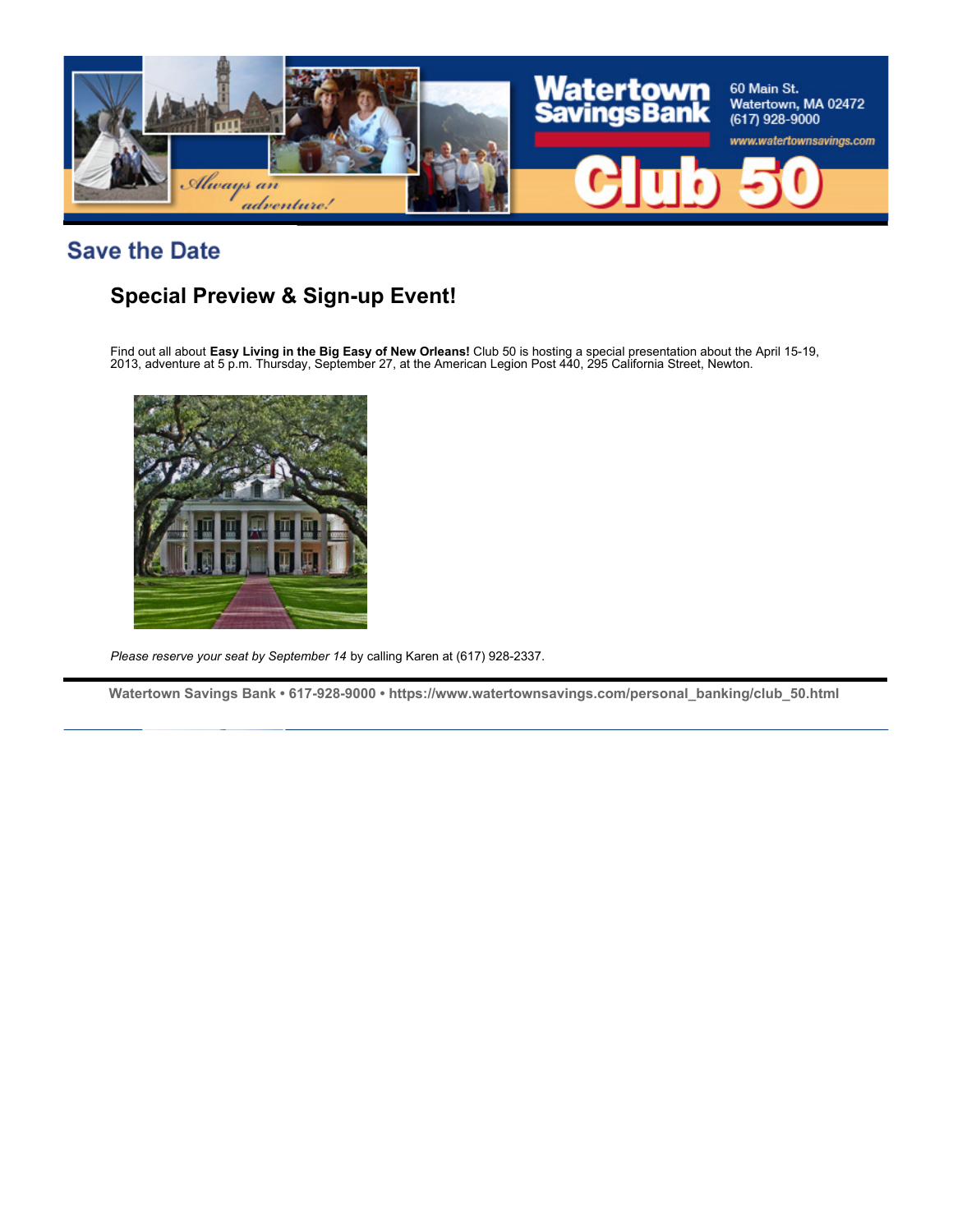Watertown Savings Bank

60 Main St.
Watertown, MA 02472
(617) 928-9000
www.watertownsavings.com

Always an adventure!

Club 50

## Save the Date

### Special Preview & Sign-up Event!

Find out all about **Easy Living in the Big Easy of New Orleans!** Club 50 is hosting a special presentation about the April 15-19, 2013, adventure at 5 p.m. Thursday, September 27, at the American Legion Post 440, 295 California Street, Newton.

*Please reserve your seat by September 14* by calling Karen at (617) 928-2337.

**Watertown Savings Bank • 617-928-9000 • https://www.watertownsavings.com/personal_banking/club_50.html**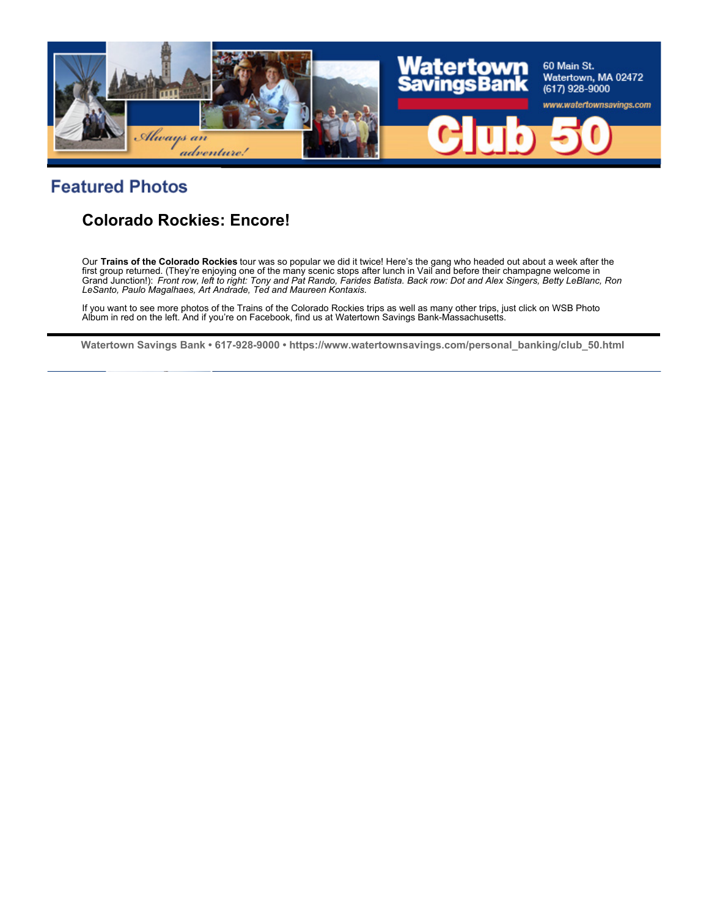## Featured Photos

### Colorado Rockies: Encore!

Our **Trains of the Colorado Rockies** tour was so popular we did it twice! Here's the gang who headed out about a week after the first group returned. (They're enjoying one of the many scenic stops after lunch in Vail and before their champagne welcome in Grand Junction!): *Front row, left to right: Tony and Pat Rando, Farides Batista. Back row: Dot and Alex Singers, Betty LeBlanc, Ron LeSanto, Paulo Magalhaes, Art Andrade, Ted and Maureen Kontaxis.*

If you want to see more photos of the Trains of the Colorado Rockies trips as well as many other trips, just click on WSB Photo Album in red on the left. And if you're on Facebook, find us at Watertown Savings Bank-Massachusetts.

**Watertown Savings Bank • 617-928-9000 • https://www.watertownsavings.com/personal_banking/club_50.html**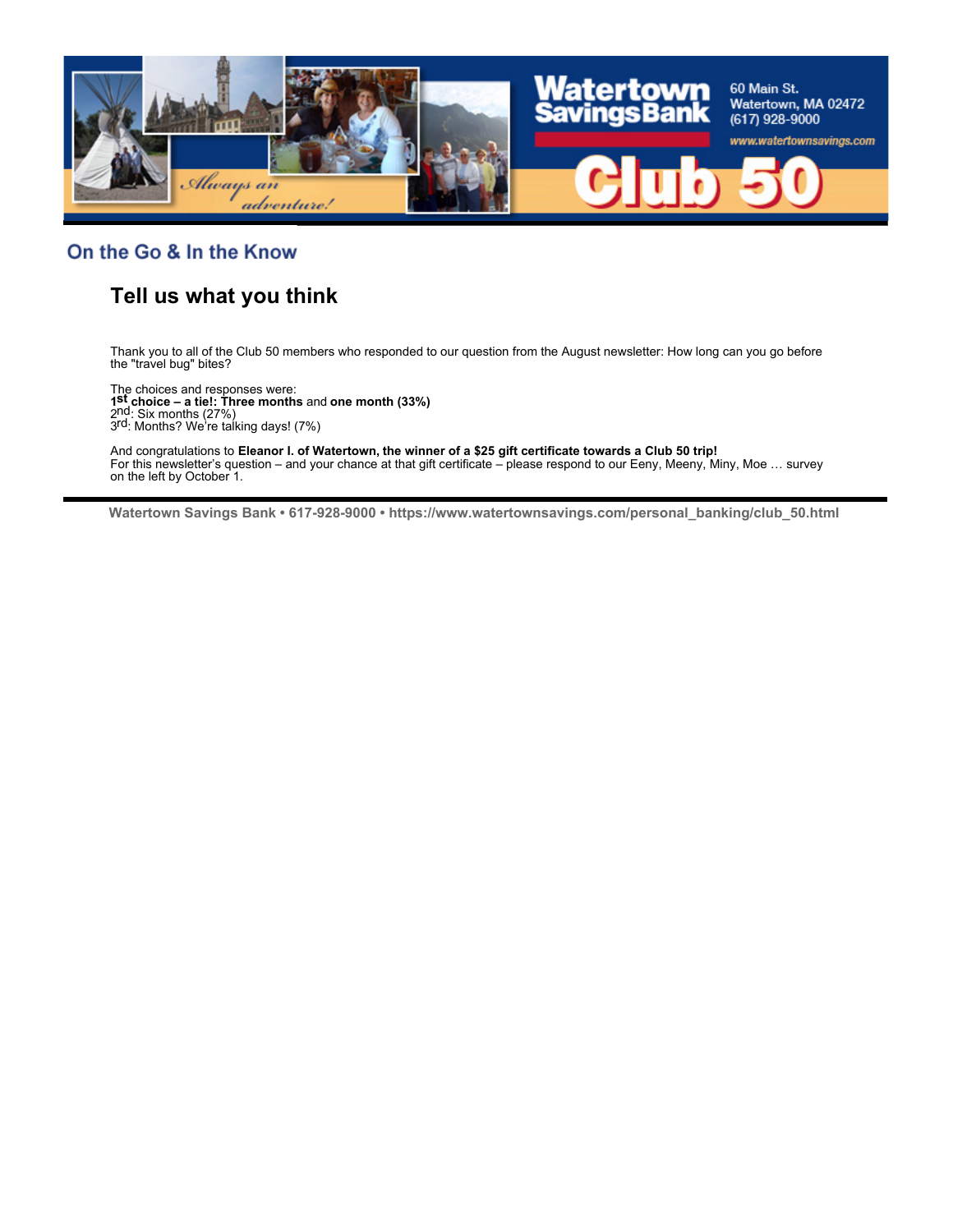Watertown Savings Bank

60 Main St.
Watertown, MA 02472
(617) 928-9000

www.watertownsavings.com

Always an adventure!

Club 50

## On the Go & In the Know

# Tell us what you think

Thank you to all of the Club 50 members who responded to our question from the August newsletter: How long can you go before the "travel bug" bites?

The choices and responses were:
**1st choice – a tie!: Three months** and **one month (33%)**
2nd: Six months (27%)
3rd: Months? We're talking days! (7%)

And congratulations to **Eleanor I. of Watertown, the winner of a $25 gift certificate towards a Club 50 trip!**
For this newsletter's question – and your chance at that gift certificate – please respond to our Eeny, Meeny, Miny, Moe … survey on the left by October 1.

**Watertown Savings Bank • 617-928-9000 • https://www.watertownsavings.com/personal_banking/club_50.html**